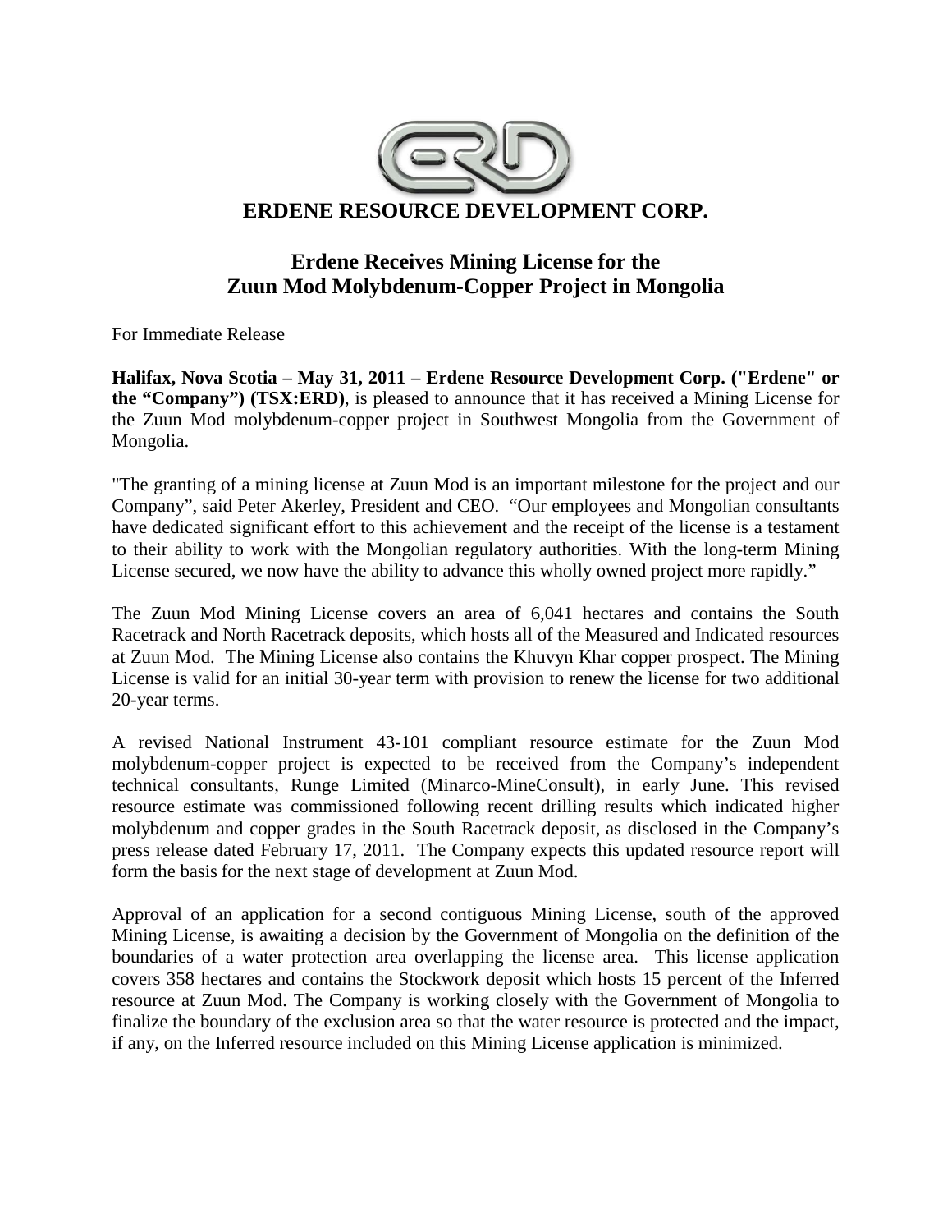# ERDENE RESOURCE DEVELOPMENT CORP.

## Erdene Receives Mining License for the Zuun Mod Molybdenum-Copper Project in Mongolia

For Immediate Release

**Halifax, Nova Scotia – May 31, 2011 – Erdene Resource Development Corp. ("Erdene" or the "Company") (TSX:ERD)**, is pleased to announce that it has received a Mining License for the Zuun Mod molybdenum-copper project in Southwest Mongolia from the Government of Mongolia.

"The granting of a mining license at Zuun Mod is an important milestone for the project and our Company", said Peter Akerley, President and CEO. "Our employees and Mongolian consultants have dedicated significant effort to this achievement and the receipt of the license is a testament to their ability to work with the Mongolian regulatory authorities. With the long-term Mining License secured, we now have the ability to advance this wholly owned project more rapidly."

The Zuun Mod Mining License covers an area of 6,041 hectares and contains the South Racetrack and North Racetrack deposits, which hosts all of the Measured and Indicated resources at Zuun Mod. The Mining License also contains the Khuvyn Khar copper prospect. The Mining License is valid for an initial 30-year term with provision to renew the license for two additional 20-year terms.

A revised National Instrument 43-101 compliant resource estimate for the Zuun Mod molybdenum-copper project is expected to be received from the Company's independent technical consultants, Runge Limited (Minarco-MineConsult), in early June. This revised resource estimate was commissioned following recent drilling results which indicated higher molybdenum and copper grades in the South Racetrack deposit, as disclosed in the Company's press release dated February 17, 2011. The Company expects this updated resource report will form the basis for the next stage of development at Zuun Mod.

Approval of an application for a second contiguous Mining License, south of the approved Mining License, is awaiting a decision by the Government of Mongolia on the definition of the boundaries of a water protection area overlapping the license area. This license application covers 358 hectares and contains the Stockwork deposit which hosts 15 percent of the Inferred resource at Zuun Mod. The Company is working closely with the Government of Mongolia to finalize the boundary of the exclusion area so that the water resource is protected and the impact, if any, on the Inferred resource included on this Mining License application is minimized.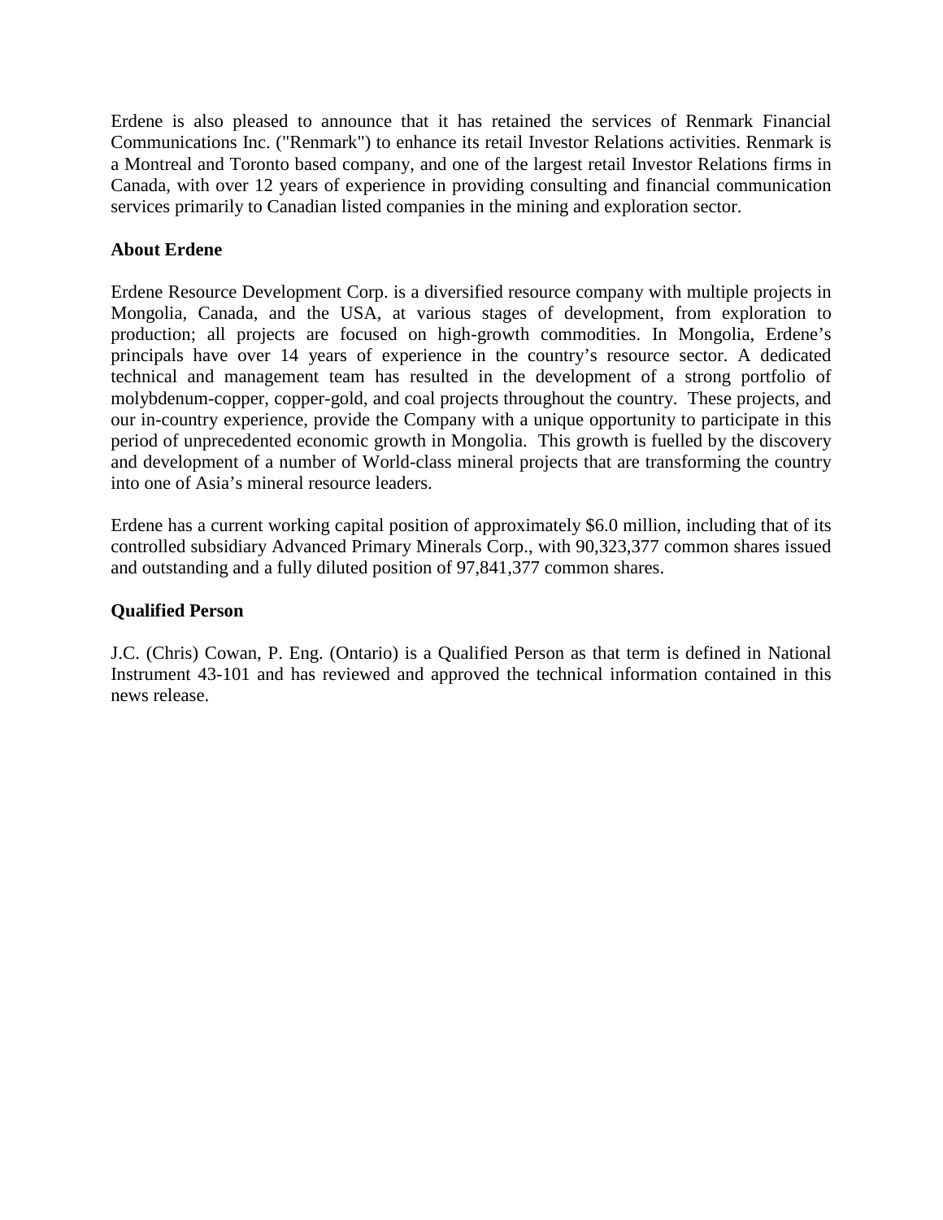Erdene is also pleased to announce that it has retained the services of Renmark Financial Communications Inc. ("Renmark") to enhance its retail Investor Relations activities. Renmark is a Montreal and Toronto based company, and one of the largest retail Investor Relations firms in Canada, with over 12 years of experience in providing consulting and financial communication services primarily to Canadian listed companies in the mining and exploration sector.

**About Erdene**

Erdene Resource Development Corp. is a diversified resource company with multiple projects in Mongolia, Canada, and the USA, at various stages of development, from exploration to production; all projects are focused on high-growth commodities. In Mongolia, Erdene's principals have over 14 years of experience in the country's resource sector. A dedicated technical and management team has resulted in the development of a strong portfolio of molybdenum-copper, copper-gold, and coal projects throughout the country. These projects, and our in-country experience, provide the Company with a unique opportunity to participate in this period of unprecedented economic growth in Mongolia. This growth is fuelled by the discovery and development of a number of World-class mineral projects that are transforming the country into one of Asia's mineral resource leaders.

Erdene has a current working capital position of approximately $6.0 million, including that of its controlled subsidiary Advanced Primary Minerals Corp., with 90,323,377 common shares issued and outstanding and a fully diluted position of 97,841,377 common shares.

**Qualified Person**

J.C. (Chris) Cowan, P. Eng. (Ontario) is a Qualified Person as that term is defined in National Instrument 43-101 and has reviewed and approved the technical information contained in this news release.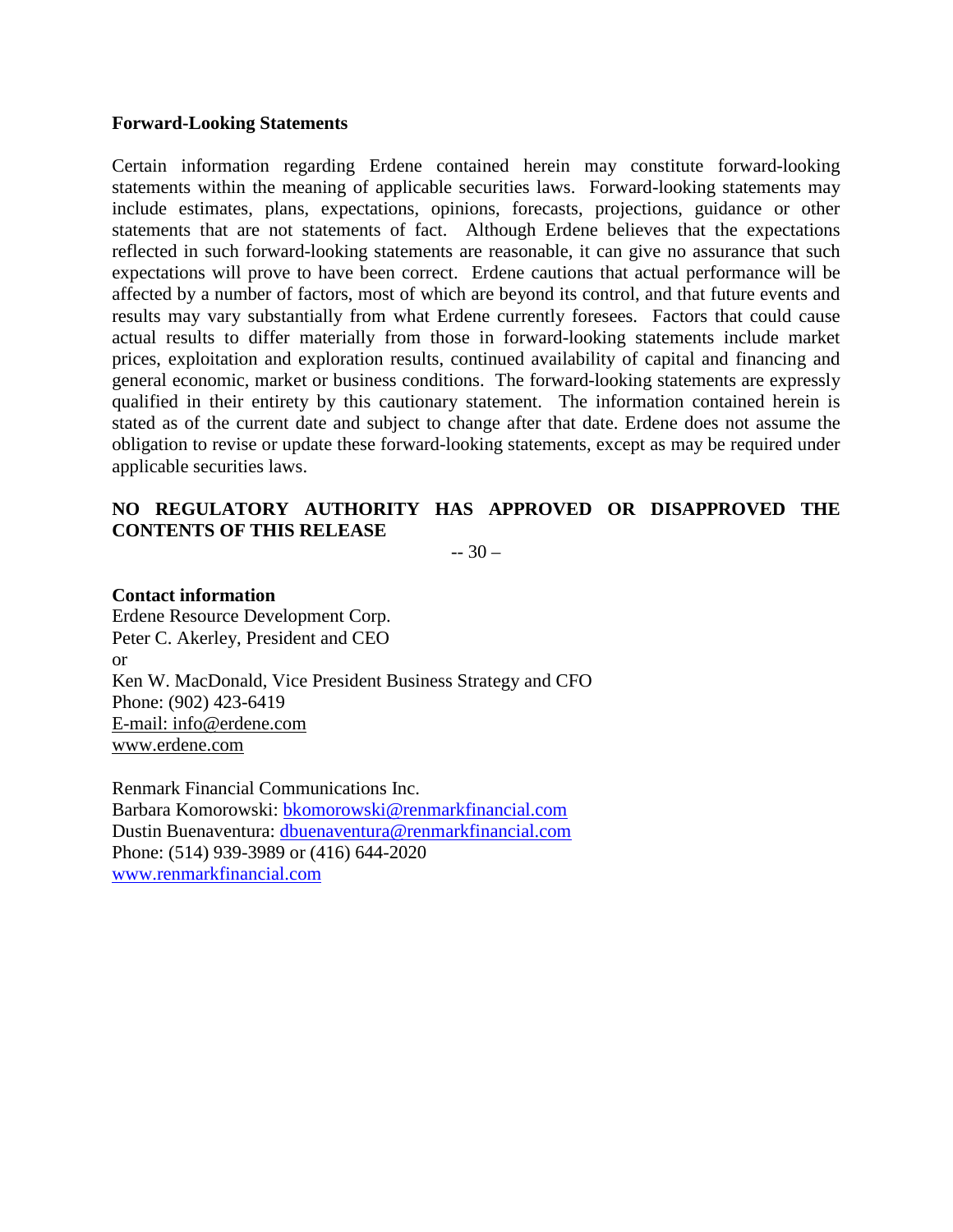**Forward-Looking Statements**

Certain information regarding Erdene contained herein may constitute forward-looking statements within the meaning of applicable securities laws. Forward-looking statements may include estimates, plans, expectations, opinions, forecasts, projections, guidance or other statements that are not statements of fact. Although Erdene believes that the expectations reflected in such forward-looking statements are reasonable, it can give no assurance that such expectations will prove to have been correct. Erdene cautions that actual performance will be affected by a number of factors, most of which are beyond its control, and that future events and results may vary substantially from what Erdene currently foresees. Factors that could cause actual results to differ materially from those in forward-looking statements include market prices, exploitation and exploration results, continued availability of capital and financing and general economic, market or business conditions. The forward-looking statements are expressly qualified in their entirety by this cautionary statement. The information contained herein is stated as of the current date and subject to change after that date. Erdene does not assume the obligation to revise or update these forward-looking statements, except as may be required under applicable securities laws.

**NO REGULATORY AUTHORITY HAS APPROVED OR DISAPPROVED THE CONTENTS OF THIS RELEASE**

-- 30 –

**Contact information**
Erdene Resource Development Corp.
Peter C. Akerley, President and CEO
or
Ken W. MacDonald, Vice President Business Strategy and CFO
Phone: (902) 423-6419
E-mail: info@erdene.com
www.erdene.com

Renmark Financial Communications Inc.
Barbara Komorowski: bkomorowski@renmarkfinancial.com
Dustin Buenaventura: dbuenaventura@renmarkfinancial.com
Phone: (514) 939-3989 or (416) 644-2020
www.renmarkfinancial.com